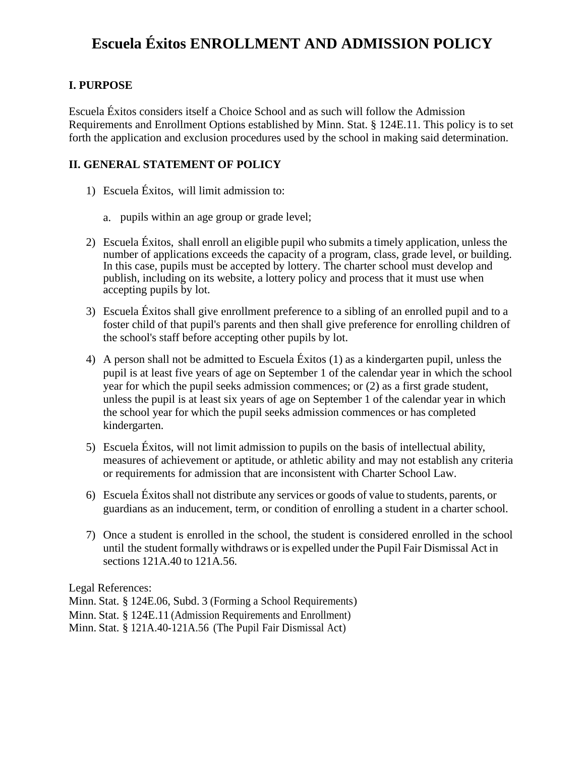# Escuela Éxitos ENROLLMENT AND ADMISSION POLICY

## I. PURPOSE

Escuela Éxitos considers itself a Choice School and as such will follow the Admission Requirements and Enrollment Options established by Minn. Stat. § 124E.11. This policy is to set forth the application and exclusion procedures used by the school in making said determination.

## II. GENERAL STATEMENT OF POLICY

1) Escuela Éxitos, will limit admission to:

    a. pupils within an age group or grade level;

2) Escuela Éxitos, shall enroll an eligible pupil who submits a timely application, unless the number of applications exceeds the capacity of a program, class, grade level, or building. In this case, pupils must be accepted by lottery. The charter school must develop and publish, including on its website, a lottery policy and process that it must use when accepting pupils by lot.

3) Escuela Éxitos shall give enrollment preference to a sibling of an enrolled pupil and to a foster child of that pupil's parents and then shall give preference for enrolling children of the school's staff before accepting other pupils by lot.

4) A person shall not be admitted to Escuela Éxitos (1) as a kindergarten pupil, unless the pupil is at least five years of age on September 1 of the calendar year in which the school year for which the pupil seeks admission commences; or (2) as a first grade student, unless the pupil is at least six years of age on September 1 of the calendar year in which the school year for which the pupil seeks admission commences or has completed kindergarten.

5) Escuela Éxitos, will not limit admission to pupils on the basis of intellectual ability, measures of achievement or aptitude, or athletic ability and may not establish any criteria or requirements for admission that are inconsistent with Charter School Law.

6) Escuela Éxitos shall not distribute any services or goods of value to students, parents, or guardians as an inducement, term, or condition of enrolling a student in a charter school.

7) Once a student is enrolled in the school, the student is considered enrolled in the school until the student formally withdraws or is expelled under the Pupil Fair Dismissal Act in sections 121A.40 to 121A.56.

Legal References:
Minn. Stat. § 124E.06, Subd. 3 (Forming a School Requirements)
Minn. Stat. § 124E.11 (Admission Requirements and Enrollment)
Minn. Stat. § 121A.40-121A.56 (The Pupil Fair Dismissal Act)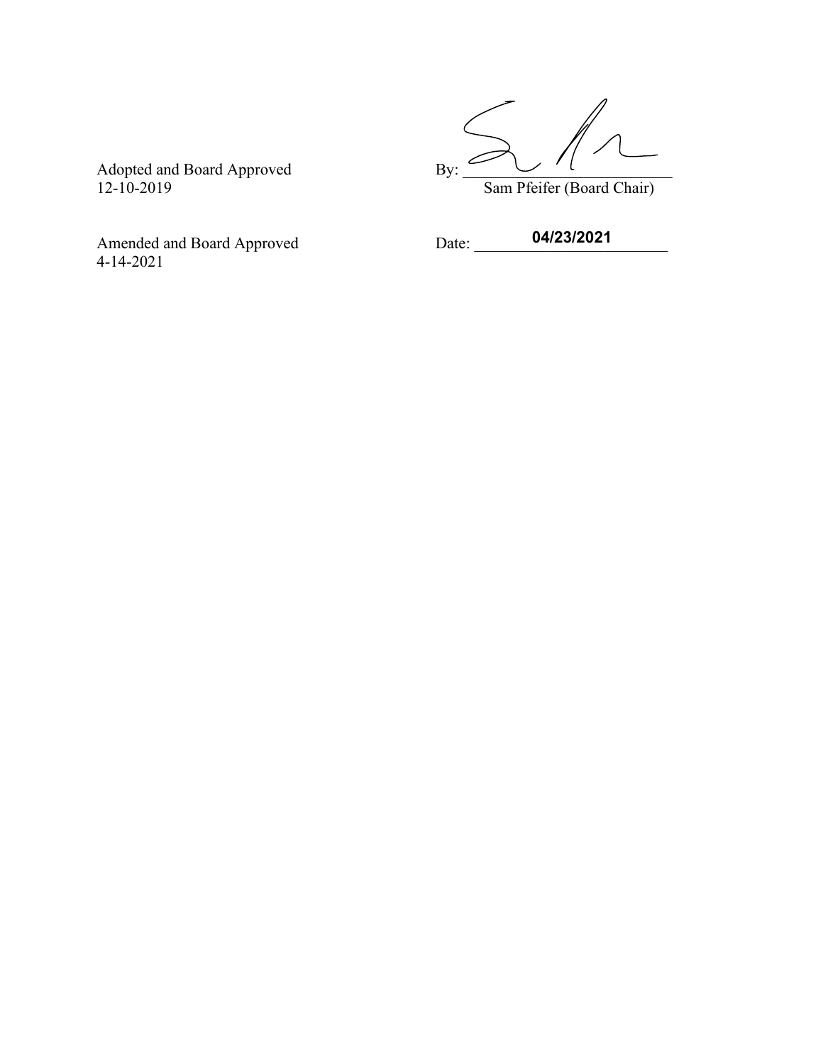Adopted and Board Approved
12-10-2019

By: ______________________________
Sam Pfeifer (Board Chair)

Amended and Board Approved
4-14-2021

Date: **04/23/2021**